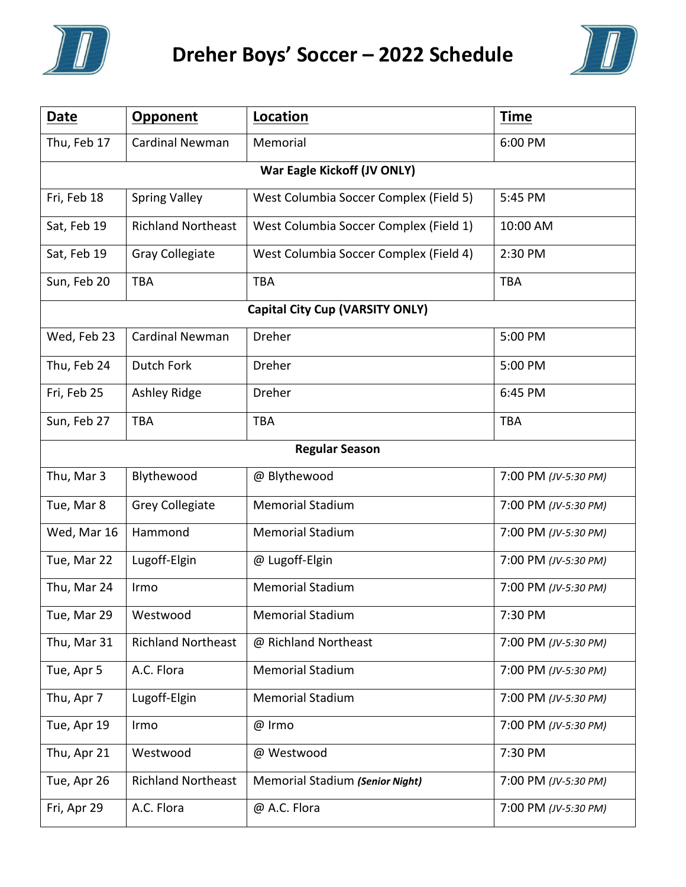# Dreher Boys' Soccer – 2022 Schedule

| Date | Opponent | Location | Time |
|---|---|---|---|
| Thu, Feb 17 | Cardinal Newman | Memorial | 6:00 PM |
| **War Eagle Kickoff (JV ONLY)** | | | |
| Fri, Feb 18 | Spring Valley | West Columbia Soccer Complex (Field 5) | 5:45 PM |
| Sat, Feb 19 | Richland Northeast | West Columbia Soccer Complex (Field 1) | 10:00 AM |
| Sat, Feb 19 | Gray Collegiate | West Columbia Soccer Complex (Field 4) | 2:30 PM |
| Sun, Feb 20 | TBA | TBA | TBA |
| **Capital City Cup (VARSITY ONLY)** | | | |
| Wed, Feb 23 | Cardinal Newman | Dreher | 5:00 PM |
| Thu, Feb 24 | Dutch Fork | Dreher | 5:00 PM |
| Fri, Feb 25 | Ashley Ridge | Dreher | 6:45 PM |
| Sun, Feb 27 | TBA | TBA | TBA |
| **Regular Season** | | | |
| Thu, Mar 3 | Blythewood | @ Blythewood | 7:00 PM *(JV-5:30 PM)* |
| Tue, Mar 8 | Grey Collegiate | Memorial Stadium | 7:00 PM *(JV-5:30 PM)* |
| Wed, Mar 16 | Hammond | Memorial Stadium | 7:00 PM *(JV-5:30 PM)* |
| Tue, Mar 22 | Lugoff-Elgin | @ Lugoff-Elgin | 7:00 PM *(JV-5:30 PM)* |
| Thu, Mar 24 | Irmo | Memorial Stadium | 7:00 PM *(JV-5:30 PM)* |
| Tue, Mar 29 | Westwood | Memorial Stadium | 7:30 PM |
| Thu, Mar 31 | Richland Northeast | @ Richland Northeast | 7:00 PM *(JV-5:30 PM)* |
| Tue, Apr 5 | A.C. Flora | Memorial Stadium | 7:00 PM *(JV-5:30 PM)* |
| Thu, Apr 7 | Lugoff-Elgin | Memorial Stadium | 7:00 PM *(JV-5:30 PM)* |
| Tue, Apr 19 | Irmo | @ Irmo | 7:00 PM *(JV-5:30 PM)* |
| Thu, Apr 21 | Westwood | @ Westwood | 7:30 PM |
| Tue, Apr 26 | Richland Northeast | Memorial Stadium ***(Senior Night)*** | 7:00 PM *(JV-5:30 PM)* |
| Fri, Apr 29 | A.C. Flora | @ A.C. Flora | 7:00 PM *(JV-5:30 PM)* |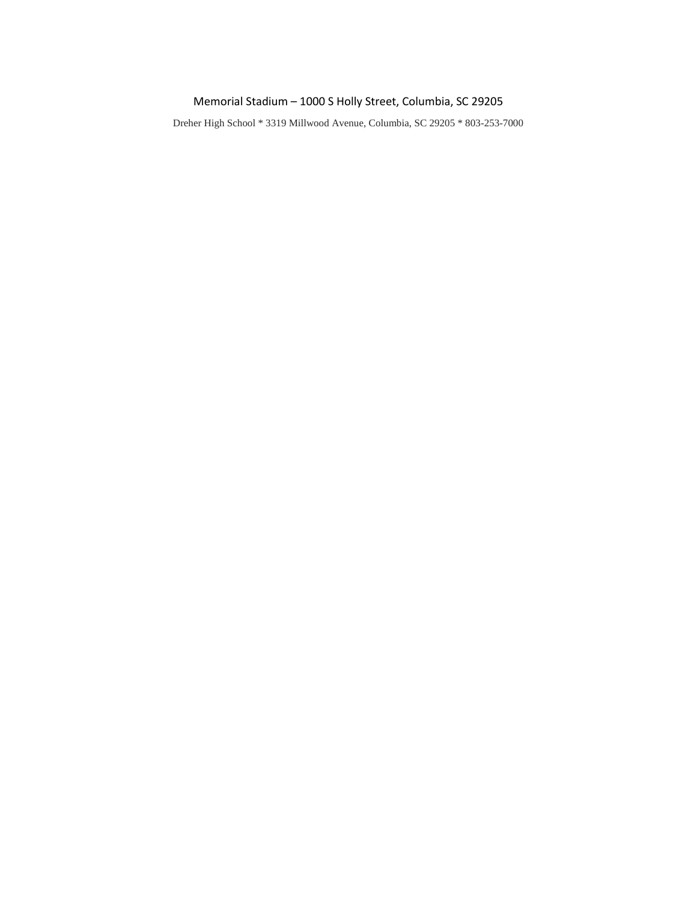Memorial Stadium – 1000 S Holly Street, Columbia, SC 29205

Dreher High School * 3319 Millwood Avenue, Columbia, SC 29205 * 803-253-7000